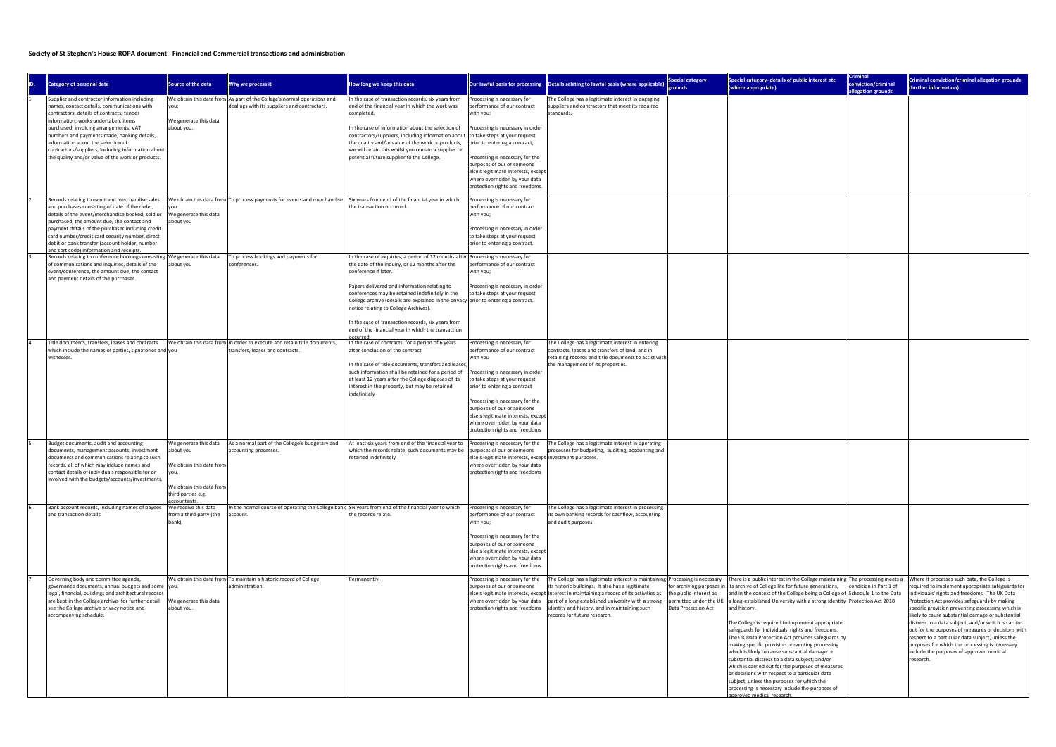**Society of St Stephen's House ROPA document - Financial and Commercial transactions and administration**

| ID. | Category of personal data | Source of the data | Why we process it | How long we keep this data | Our lawful basis for processing | Details relating to lawful basis (where applicable) | Special category grounds | Special category- details of public interest etc (where appropriate) | Criminal conviction/criminal allegation grounds | Criminal conviction/criminal allegation grounds (further information) |
|---|---|---|---|---|---|---|---|---|---|---|
| 1 | Supplier and contractor information including names, contact details, communications with contractors, details of contracts, tender information, works undertaken, items purchased, invoicing arrangements, VAT numbers and payments made, banking details, information about the selection of contractors/suppliers, including information about the quality and/or value of the work or products. | We obtain this data from you;<br><br>We generate this data about you. | As part of the College's normal operations and dealings with its suppliers and contractors. | In the case of transaction records, six years from end of the financial year in which the work was completed.<br><br>In the case of information about the selection of contractors/suppliers, including information about the quality and/or value of the work or products, we will retain this whilst you remain a supplier or potential future supplier to the College. | Processing is necessary for performance of our contract with you;<br><br>Processing is necessary in order to take steps at your request prior to entering a contract;<br><br>Processing is necessary for the purposes of our or someone else's legitimate interests, except where overridden by your data protection rights and freedoms. | The College has a legitimate interest in engaging suppliers and contractors that meet its required standards. | | | | |
| 2 | Records relating to event and merchandise sales and purchases consisting of date of the order, details of the event/merchandise booked, sold or purchased, the amount due, the contact and payment details of the purchaser including credit card number/credit card security number, direct debit or bank transfer (account holder, number and sort code) information and receipts. | We obtain this data from you<br>We generate this data about you | To process payments for events and merchandise. | Six years from end of the financial year in which the transaction occurred. | Processing is necessary for performance of our contract with you;<br><br>Processing is necessary in order to take steps at your request prior to entering a contract. | | | | | |
| 3 | Records relating to conference bookings consisting of communications and inquiries, details of the event/conference, the amount due, the contact and payment details of the purchaser. | We generate this data about you | To process bookings and payments for conferences. | In the case of inquiries, a period of 12 months after the date of the inquiry, or 12 months after the conference if later.<br><br>Papers delivered and information relating to conferences may be retained indefinitely in the College archive (details are explained in the privacy notice relating to College Archives).<br><br>In the case of transaction records, six years from end of the financial year in which the transaction occurred. | Processing is necessary for performance of our contract with you;<br><br>Processing is necessary in order to take steps at your request prior to entering a contract. | | | | | |
| 4 | Title documents, transfers, leases and contracts which include the names of parties, signatories and witnesses. | We obtain this data from you | In order to execute and retain title documents, transfers, leases and contracts. | In the case of contracts, for a period of 6 years after conclusion of the contract.<br><br>In the case of title documents, transfers and leases, such information shall be retained for a period of at least 12 years after the College disposes of its interest in the property, but may be retained indefinitely | Processing is necessary for performance of our contract with you<br><br>Processing is necessary in order to take steps at your request prior to entering a contract<br><br>Processing is necessary for the purposes of our or someone else's legitimate interests, except where overridden by your data protection rights and freedoms | The College has a legitimate interest in entering contracts, leases and transfers of land, and in retaining records and title documents to assist with the management of its properties. | | | | |
| 5 | Budget documents, audit and accounting documents, management accounts, investment documents and communications relating to such records, all of which may include names and contact details of individuals responsible for or involved with the budgets/accounts/investments. | We generate this data about you<br><br>We obtain this data from you.<br><br>We obtain this data from third parties e.g. accountants. | As a normal part of the College's budgetary and accounting processes. | At least six years from end of the financial year to which the records relate; such documents may be retained indefinitely | Processing is necessary for the purposes of our or someone else's legitimate interests, except where overridden by your data protection rights and freedoms | The College has a legitimate interest in operating processes for budgeting, auditing, accounting and investment purposes. | | | | |
| 6 | Bank account records, including names of payees and transaction details. | We receive this data from a third party (the bank). | In the normal course of operating the College bank account. | Six years from end of the financial year to which the records relate. | Processing is necessary for performance of our contract with you;<br><br>Processing is necessary for the purposes of our or someone else's legitimate interests, except where overridden by your data protection rights and freedoms. | The College has a legitimate interest in processing its own banking records for cashflow, accounting and audit purposes. | | | | |
| 7 | Governing body and committee agenda, governance documents, annual budgets and some legal, financial, buildings and architectural records are kept in the College archive- for further detail see the College archive privacy notice and accompanying schedule. | We obtain this data from you.<br><br>We generate this data about you. | To maintain a historic record of College administration. | Permanently. | Processing is necessary for the purposes of our or someone else's legitimate interests, except where overridden by your data protection rights and freedoms | The College has a legitimate interest in maintaining its historic buildings. It also has a legitimate interest in maintaining a record of its activities as part of a long established university with a strong identity and history, and in maintaining such records for future research. | Processing is necessary for archiving purposes in the public interest as permitted under the UK Data Protection Act | There is a public interest in the College maintaining its archive of College life for future generations, and in the context of the College being a College of a long-established University with a strong identity and history.<br><br>The College is required to implement appropriate safeguards for individuals' rights and freedoms. The UK Data Protection Act provides safeguards by making specific provision preventing processing which is likely to cause substantial damage or substantial distress to a data subject; and/or which is carried out for the purposes of measures or decisions with respect to a particular data subject, unless the purposes for which the processing is necessary include the purposes of approved medical research. | The processing meets a condition in Part 1 of Schedule 1 to the Data Protection Act 2018 | Where it processes such data, the College is required to implement appropriate safeguards for individuals' rights and freedoms. The UK Data Protection Act provides safeguards by making specific provision preventing processing which is likely to cause substantial damage or substantial distress to a data subject; and/or which is carried out for the purposes of measures or decisions with respect to a particular data subject, unless the purposes for which the processing is necessary include the purposes of approved medical research. |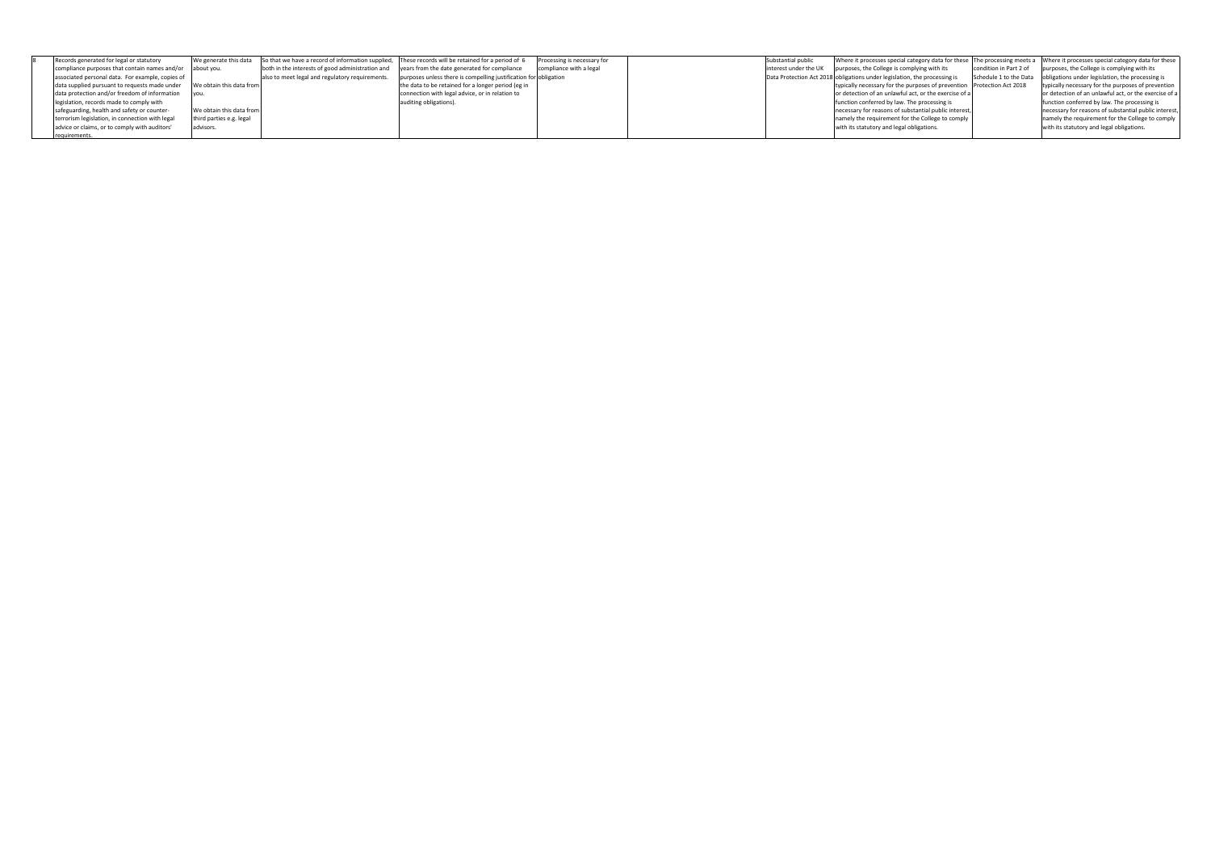| | | | | | | | | | | |
|---|---|---|---|---|---|---|---|---|---|---|
| 8 | Records generated for legal or statutory compliance purposes that contain names and/or associated personal data. For example, copies of data supplied pursuant to requests made under data protection and/or freedom of information legislation, records made to comply with safeguarding, health and safety or counter-terrorism legislation, in connection with legal advice or claims, or to comply with auditors' requirements. | We generate this data about you.<br><br>We obtain this data from you.<br><br>We obtain this data from third parties e.g. legal advisors. | So that we have a record of information supplied, both in the interests of good administration and also to meet legal and regulatory requirements. | These records will be retained for a period of 6 years from the date generated for compliance purposes unless there is compelling justification for the data to be retained for a longer period (eg in connection with legal advice, or in relation to auditing obligations). | Processing is necessary for compliance with a legal obligation | | Substantial public interest under the UK Data Protection Act 2018 | Where it processes special category data for these purposes, the College is complying with its obligations under legislation, the processing is typically necessary for the purposes of prevention or detection of an unlawful act, or the exercise of a function conferred by law. The processing is necessary for reasons of substantial public interest, namely the requirement for the College to comply with its statutory and legal obligations. | The processing meets a condition in Part 2 of Schedule 1 to the Data Protection Act 2018 | Where it processes special category data for these purposes, the College is complying with its obligations under legislation, the processing is typically necessary for the purposes of prevention or detection of an unlawful act, or the exercise of a function conferred by law. The processing is necessary for reasons of substantial public interest, namely the requirement for the College to comply with its statutory and legal obligations. |